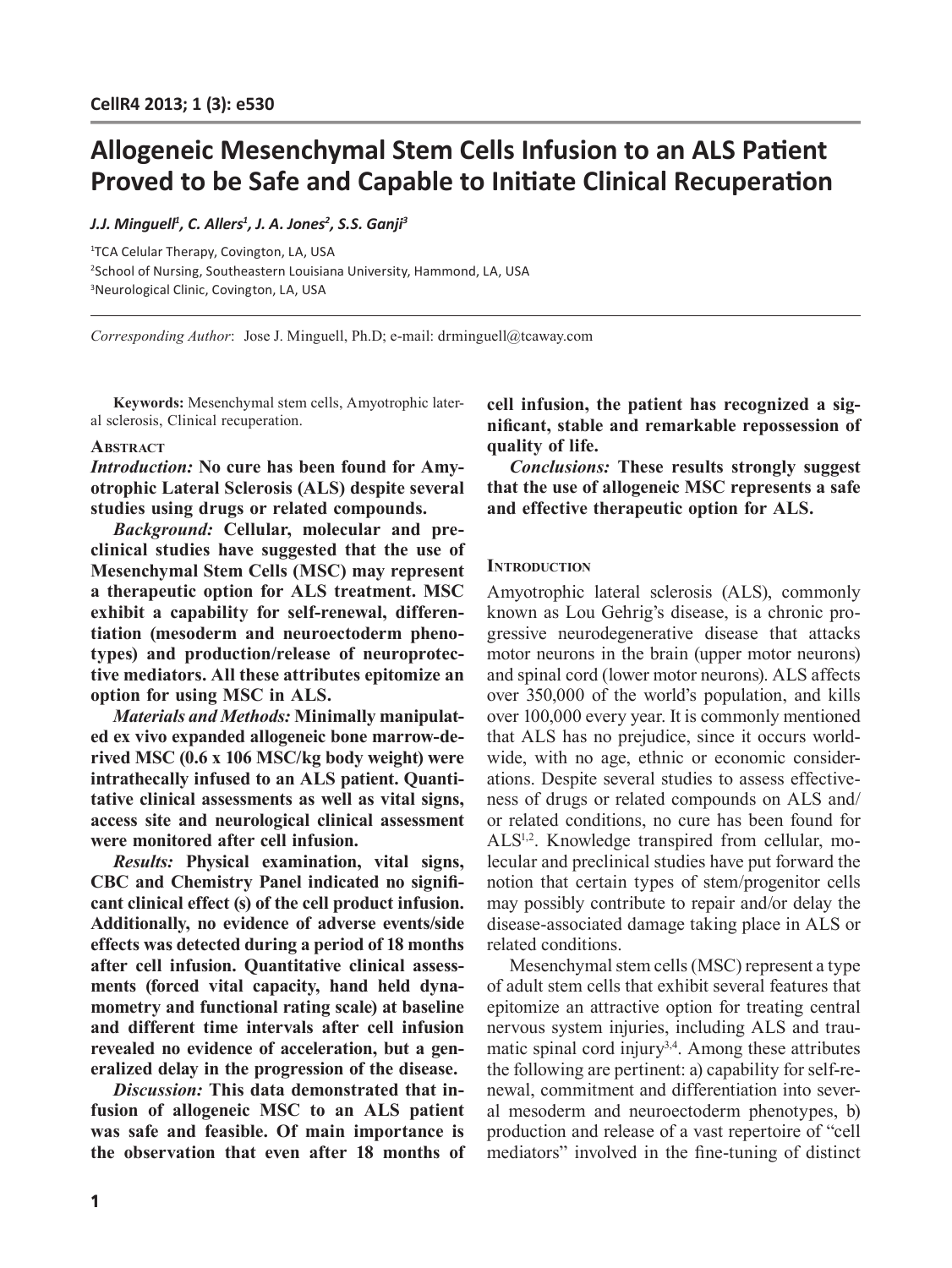# Allogeneic Mesenchymal Stem Cells Infusion to an ALS Patient Proved to be Safe and Capable to Initiate Clinical Recuperation

*J.J. Minguell[1], C. Allers[1], J. A. Jones[2], S.S. Ganji[3]*

[1]TCA Celular Therapy, Covington, LA, USA
[2]School of Nursing, Southeastern Louisiana University, Hammond, LA, USA
[3]Neurological Clinic, Covington, LA, USA

*Corresponding Author*: Jose J. Minguell, Ph.D; e-mail: drminguell@tcaway.com

**Keywords:** Mesenchymal stem cells, Amyotrophic lateral sclerosis, Clinical recuperation.

## Abstract

*Introduction:* **No cure has been found for Amyotrophic Lateral Sclerosis (ALS) despite several studies using drugs or related compounds.**

*Background:* **Cellular, molecular and preclinical studies have suggested that the use of Mesenchymal Stem Cells (MSC) may represent a therapeutic option for ALS treatment. MSC exhibit a capability for self-renewal, differentiation (mesoderm and neuroectoderm phenotypes) and production/release of neuroprotective mediators. All these attributes epitomize an option for using MSC in ALS.**

*Materials and Methods:* **Minimally manipulated ex vivo expanded allogeneic bone marrow-derived MSC (0.6 x 106 MSC/kg body weight) were intrathecally infused to an ALS patient. Quantitative clinical assessments as well as vital signs, access site and neurological clinical assessment were monitored after cell infusion.**

*Results:* **Physical examination, vital signs, CBC and Chemistry Panel indicated no significant clinical effect (s) of the cell product infusion. Additionally, no evidence of adverse events/side effects was detected during a period of 18 months after cell infusion. Quantitative clinical assessments (forced vital capacity, hand held dynamometry and functional rating scale) at baseline and different time intervals after cell infusion revealed no evidence of acceleration, but a generalized delay in the progression of the disease.**

*Discussion:* **This data demonstrated that infusion of allogeneic MSC to an ALS patient was safe and feasible. Of main importance is the observation that even after 18 months of cell infusion, the patient has recognized a significant, stable and remarkable repossession of quality of life.**

*Conclusions:* **These results strongly suggest that the use of allogeneic MSC represents a safe and effective therapeutic option for ALS.**

## Introduction

Amyotrophic lateral sclerosis (ALS), commonly known as Lou Gehrig's disease, is a chronic progressive neurodegenerative disease that attacks motor neurons in the brain (upper motor neurons) and spinal cord (lower motor neurons). ALS affects over 350,000 of the world's population, and kills over 100,000 every year. It is commonly mentioned that ALS has no prejudice, since it occurs worldwide, with no age, ethnic or economic considerations. Despite several studies to assess effectiveness of drugs or related compounds on ALS and/or related conditions, no cure has been found for ALS[1,2]. Knowledge transpired from cellular, molecular and preclinical studies have put forward the notion that certain types of stem/progenitor cells may possibly contribute to repair and/or delay the disease-associated damage taking place in ALS or related conditions.

Mesenchymal stem cells (MSC) represent a type of adult stem cells that exhibit several features that epitomize an attractive option for treating central nervous system injuries, including ALS and traumatic spinal cord injury[3,4]. Among these attributes the following are pertinent: a) capability for self-renewal, commitment and differentiation into several mesoderm and neuroectoderm phenotypes, b) production and release of a vast repertoire of "cell mediators" involved in the fine-tuning of distinct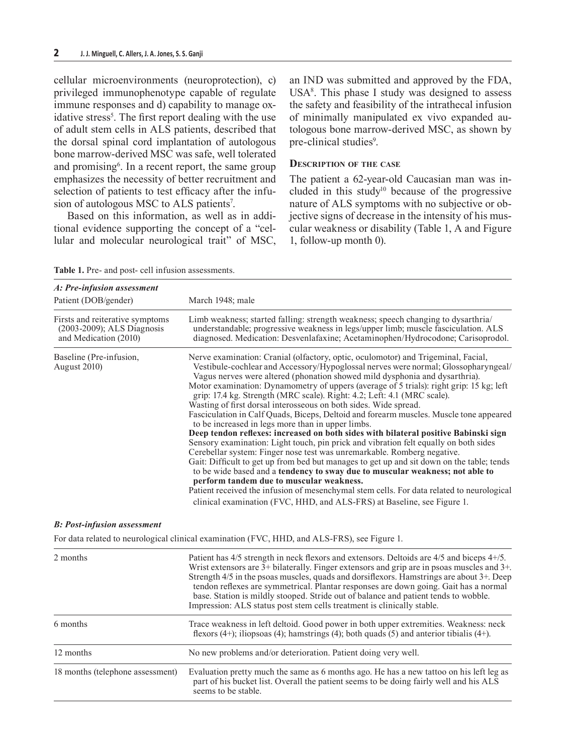cellular microenvironments (neuroprotection), c) privileged immunophenotype capable of regulate immune responses and d) capability to manage oxidative stress[5]. The first report dealing with the use of adult stem cells in ALS patients, described that the dorsal spinal cord implantation of autologous bone marrow-derived MSC was safe, well tolerated and promising[6]. In a recent report, the same group emphasizes the necessity of better recruitment and selection of patients to test efficacy after the infusion of autologous MSC to ALS patients[7].

Based on this information, as well as in additional evidence supporting the concept of a "cellular and molecular neurological trait" of MSC, an IND was submitted and approved by the FDA, USA[8]. This phase I study was designed to assess the safety and feasibility of the intrathecal infusion of minimally manipulated ex vivo expanded autologous bone marrow-derived MSC, as shown by pre-clinical studies[9].

## Description of the case

The patient a 62-year-old Caucasian man was included in this study[10] because of the progressive nature of ALS symptoms with no subjective or objective signs of decrease in the intensity of his muscular weakness or disability (Table 1, A and Figure 1, follow-up month 0).

**Table 1.** Pre- and post- cell infusion assessments.

| *A: Pre-infusion assessment* | |
|---|---|
| Patient (DOB/gender) | March 1948; male |
| Firsts and reiterative symptoms (2003-2009); ALS Diagnosis and Medication (2010) | Limb weakness; started falling: strength weakness; speech changing to dysarthria/understandable; progressive weakness in legs/upper limb; muscle fasciculation. ALS diagnosed. Medication: Desvenlafaxine; Acetaminophen/Hydrocodone; Carisoprodol. |
| Baseline (Pre-infusion, August 2010) | Nerve examination: Cranial (olfactory, optic, oculomotor) and Trigeminal, Facial, Vestibule-cochlear and Accessory/Hypoglossal nerves were normal; Glossopharyngeal/Vagus nerves were altered (phonation showed mild dysphonia and dysarthria).<br>Motor examination: Dynamometry of uppers (average of 5 trials): right grip: 15 kg; left grip: 17.4 kg. Strength (MRC scale). Right: 4.2; Left: 4.1 (MRC scale).<br>Wasting of first dorsal interosseous on both sides. Wide spread.<br>Fasciculation in Calf Quads, Biceps, Deltoid and forearm muscles. Muscle tone appeared to be increased in legs more than in upper limbs.<br>**Deep tendon reflexes: increased on both sides with bilateral positive Babinski sign**<br>Sensory examination: Light touch, pin prick and vibration felt equally on both sides<br>Cerebellar system: Finger nose test was unremarkable. Romberg negative.<br>Gait: Difficult to get up from bed but manages to get up and sit down on the table; tends to be wide based and a **tendency to sway due to muscular weakness; not able to perform tandem due to muscular weakness.**<br>Patient received the infusion of mesenchymal stem cells. For data related to neurological clinical examination (FVC, HHD, and ALS-FRS) at Baseline, see Figure 1. |
| *B: Post-infusion assessment* | |
| For data related to neurological clinical examination (FVC, HHD, and ALS-FRS), see Figure 1. | |
| 2 months | Patient has 4/5 strength in neck flexors and extensors. Deltoids are 4/5 and biceps 4+/5. Wrist extensors are 3+ bilaterally. Finger extensors and grip are in psoas muscles and 3+. Strength 4/5 in the psoas muscles, quads and dorsiflexors. Hamstrings are about 3+. Deep tendon reflexes are symmetrical. Plantar responses are down going. Gait has a normal base. Station is mildly stooped. Stride out of balance and patient tends to wobble. Impression: ALS status post stem cells treatment is clinically stable. |
| 6 months | Trace weakness in left deltoid. Good power in both upper extremities. Weakness: neck flexors (4+); iliopsoas (4); hamstrings (4); both quads (5) and anterior tibialis (4+). |
| 12 months | No new problems and/or deterioration. Patient doing very well. |
| 18 months (telephone assessment) | Evaluation pretty much the same as 6 months ago. He has a new tattoo on his left leg as part of his bucket list. Overall the patient seems to be doing fairly well and his ALS seems to be stable. |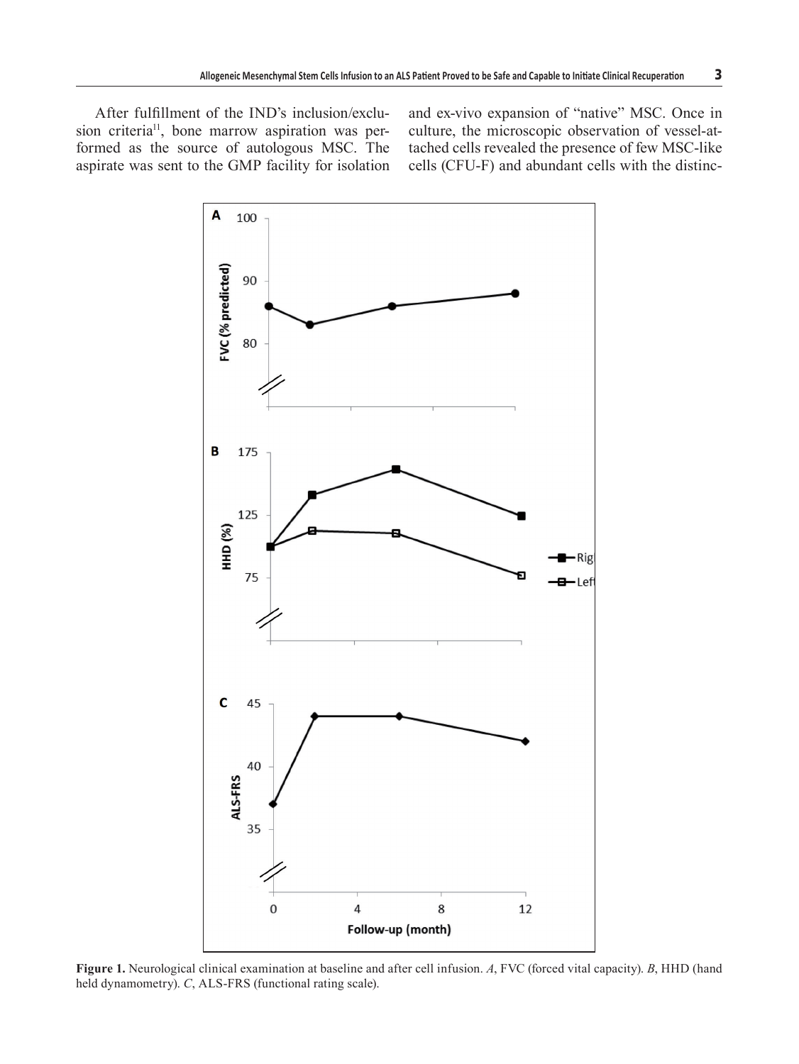After fulfillment of the IND's inclusion/exclusion criteria[11], bone marrow aspiration was performed as the source of autologous MSC. The aspirate was sent to the GMP facility for isolation and ex-vivo expansion of "native" MSC. Once in culture, the microscopic observation of vessel-attached cells revealed the presence of few MSC-like cells (CFU-F) and abundant cells with the distinc-

**Figure 1.** Neurological clinical examination at baseline and after cell infusion. *A*, FVC (forced vital capacity). *B*, HHD (hand held dynamometry). *C*, ALS-FRS (functional rating scale).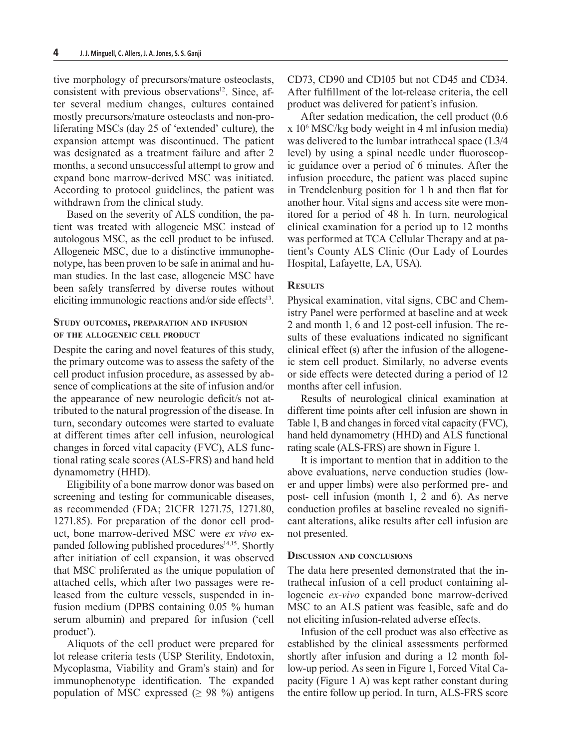tive morphology of precursors/mature osteoclasts, consistent with previous observations[12]. Since, after several medium changes, cultures contained mostly precursors/mature osteoclasts and non-proliferating MSCs (day 25 of 'extended' culture), the expansion attempt was discontinued. The patient was designated as a treatment failure and after 2 months, a second unsuccessful attempt to grow and expand bone marrow-derived MSC was initiated. According to protocol guidelines, the patient was withdrawn from the clinical study.

Based on the severity of ALS condition, the patient was treated with allogeneic MSC instead of autologous MSC, as the cell product to be infused. Allogeneic MSC, due to a distinctive immunophenotype, has been proven to be safe in animal and human studies. In the last case, allogeneic MSC have been safely transferred by diverse routes without eliciting immunologic reactions and/or side effects[13].

### Study outcomes, preparation and infusion of the allogeneic cell product

Despite the caring and novel features of this study, the primary outcome was to assess the safety of the cell product infusion procedure, as assessed by absence of complications at the site of infusion and/or the appearance of new neurologic deficit/s not attributed to the natural progression of the disease. In turn, secondary outcomes were started to evaluate at different times after cell infusion, neurological changes in forced vital capacity (FVC), ALS functional rating scale scores (ALS-FRS) and hand held dynamometry (HHD).

Eligibility of a bone marrow donor was based on screening and testing for communicable diseases, as recommended (FDA; 21CFR 1271.75, 1271.80, 1271.85). For preparation of the donor cell product, bone marrow-derived MSC were *ex vivo* expanded following published procedures[14,15]. Shortly after initiation of cell expansion, it was observed that MSC proliferated as the unique population of attached cells, which after two passages were released from the culture vessels, suspended in infusion medium (DPBS containing 0.05 % human serum albumin) and prepared for infusion ('cell product').

Aliquots of the cell product were prepared for lot release criteria tests (USP Sterility, Endotoxin, Mycoplasma, Viability and Gram's stain) and for immunophenotype identification. The expanded population of MSC expressed ($\geq$ 98 %) antigens CD73, CD90 and CD105 but not CD45 and CD34. After fulfillment of the lot-release criteria, the cell product was delivered for patient's infusion.

After sedation medication, the cell product (0.6 x $10^6$ MSC/kg body weight in 4 ml infusion media) was delivered to the lumbar intrathecal space (L3/4 level) by using a spinal needle under fluoroscopic guidance over a period of 6 minutes. After the infusion procedure, the patient was placed supine in Trendelenburg position for 1 h and then flat for another hour. Vital signs and access site were monitored for a period of 48 h. In turn, neurological clinical examination for a period up to 12 months was performed at TCA Cellular Therapy and at patient's County ALS Clinic (Our Lady of Lourdes Hospital, Lafayette, LA, USA).

## Results

Physical examination, vital signs, CBC and Chemistry Panel were performed at baseline and at week 2 and month 1, 6 and 12 post-cell infusion. The results of these evaluations indicated no significant clinical effect (s) after the infusion of the allogeneic stem cell product. Similarly, no adverse events or side effects were detected during a period of 12 months after cell infusion.

Results of neurological clinical examination at different time points after cell infusion are shown in Table 1, B and changes in forced vital capacity (FVC), hand held dynamometry (HHD) and ALS functional rating scale (ALS-FRS) are shown in Figure 1.

It is important to mention that in addition to the above evaluations, nerve conduction studies (lower and upper limbs) were also performed pre- and post- cell infusion (month 1, 2 and 6). As nerve conduction profiles at baseline revealed no significant alterations, alike results after cell infusion are not presented.

## Discussion and conclusions

The data here presented demonstrated that the intrathecal infusion of a cell product containing allogeneic *ex-vivo* expanded bone marrow-derived MSC to an ALS patient was feasible, safe and do not eliciting infusion-related adverse effects.

Infusion of the cell product was also effective as established by the clinical assessments performed shortly after infusion and during a 12 month follow-up period. As seen in Figure 1, Forced Vital Capacity (Figure 1 A) was kept rather constant during the entire follow up period. In turn, ALS-FRS score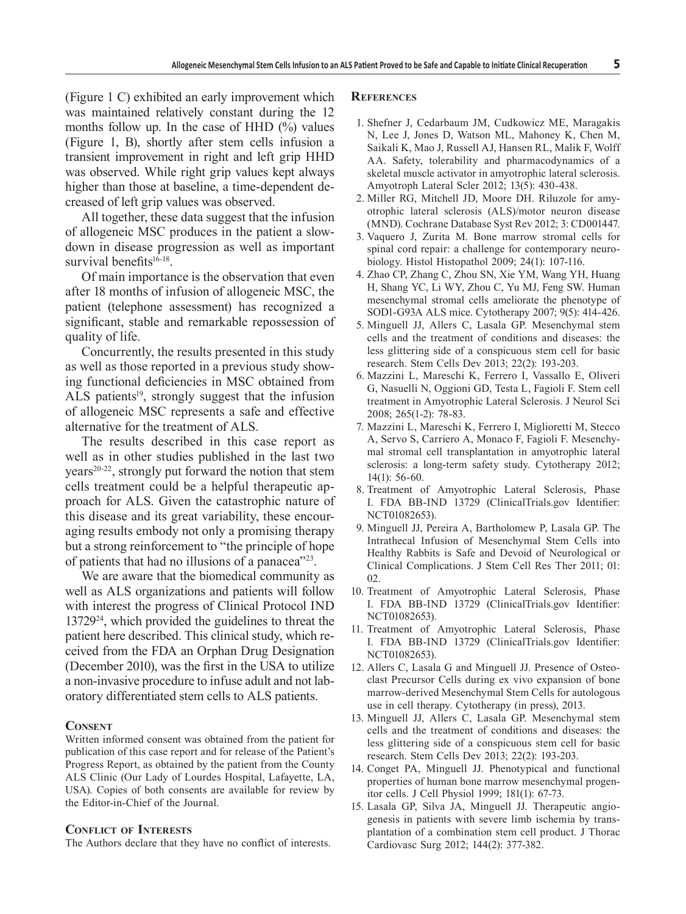(Figure 1 C) exhibited an early improvement which was maintained relatively constant during the 12 months follow up. In the case of HHD (%) values (Figure 1, B), shortly after stem cells infusion a transient improvement in right and left grip HHD was observed. While right grip values kept always higher than those at baseline, a time-dependent decreased of left grip values was observed.

All together, these data suggest that the infusion of allogeneic MSC produces in the patient a slowdown in disease progression as well as important survival benefits[16-18].

Of main importance is the observation that even after 18 months of infusion of allogeneic MSC, the patient (telephone assessment) has recognized a significant, stable and remarkable repossession of quality of life.

Concurrently, the results presented in this study as well as those reported in a previous study showing functional deficiencies in MSC obtained from ALS patients[19], strongly suggest that the infusion of allogeneic MSC represents a safe and effective alternative for the treatment of ALS.

The results described in this case report as well as in other studies published in the last two years[20-22], strongly put forward the notion that stem cells treatment could be a helpful therapeutic approach for ALS. Given the catastrophic nature of this disease and its great variability, these encouraging results embody not only a promising therapy but a strong reinforcement to "the principle of hope of patients that had no illusions of a panacea"[23].

We are aware that the biomedical community as well as ALS organizations and patients will follow with interest the progress of Clinical Protocol IND 13729[24], which provided the guidelines to threat the patient here described. This clinical study, which received from the FDA an Orphan Drug Designation (December 2010), was the first in the USA to utilize a non-invasive procedure to infuse adult and not laboratory differentiated stem cells to ALS patients.

## Consent

Written informed consent was obtained from the patient for publication of this case report and for release of the Patient's Progress Report, as obtained by the patient from the County ALS Clinic (Our Lady of Lourdes Hospital, Lafayette, LA, USA). Copies of both consents are available for review by the Editor-in-Chief of the Journal.

## Conflict of Interests

The Authors declare that they have no conflict of interests.

## References

1. Shefner J, Cedarbaum JM, Cudkowicz ME, Maragakis N, Lee J, Jones D, Watson ML, Mahoney K, Chen M, Saikali K, Mao J, Russell AJ, Hansen RL, Malik F, Wolff AA. Safety, tolerability and pharmacodynamics of a skeletal muscle activator in amyotrophic lateral sclerosis. Amyotroph Lateral Scler 2012; 13(5): 430-438.
2. Miller RG, Mitchell JD, Moore DH. Riluzole for amyotrophic lateral sclerosis (ALS)/motor neuron disease (MND). Cochrane Database Syst Rev 2012; 3: CD001447.
3. Vaquero J, Zurita M. Bone marrow stromal cells for spinal cord repair: a challenge for contemporary neurobiology. Histol Histopathol 2009; 24(1): 107-116.
4. Zhao CP, Zhang C, Zhou SN, Xie YM, Wang YH, Huang H, Shang YC, Li WY, Zhou C, Yu MJ, Feng SW. Human mesenchymal stromal cells ameliorate the phenotype of SOD1-G93A ALS mice. Cytotherapy 2007; 9(5): 414-426.
5. Minguell JJ, Allers C, Lasala GP. Mesenchymal stem cells and the treatment of conditions and diseases: the less glittering side of a conspicuous stem cell for basic research. Stem Cells Dev 2013; 22(2): 193-203.
6. Mazzini L, Mareschi K, Ferrero I, Vassallo E, Oliveri G, Nasuelli N, Oggioni GD, Testa L, Fagioli F. Stem cell treatment in Amyotrophic Lateral Sclerosis. J Neurol Sci 2008; 265(1-2): 78-83.
7. Mazzini L, Mareschi K, Ferrero I, Miglioretti M, Stecco A, Servo S, Carriero A, Monaco F, Fagioli F. Mesenchymal stromal cell transplantation in amyotrophic lateral sclerosis: a long-term safety study. Cytotherapy 2012; 14(1): 56-60.
8. Treatment of Amyotrophic Lateral Sclerosis, Phase I. FDA BB-IND 13729 (ClinicalTrials.gov Identifier: NCT01082653).
9. Minguell JJ, Pereira A, Bartholomew P, Lasala GP. The Intrathecal Infusion of Mesenchymal Stem Cells into Healthy Rabbits is Safe and Devoid of Neurological or Clinical Complications. J Stem Cell Res Ther 2011; 01: 02.
10. Treatment of Amyotrophic Lateral Sclerosis, Phase I. FDA BB-IND 13729 (ClinicalTrials.gov Identifier: NCT01082653).
11. Treatment of Amyotrophic Lateral Sclerosis, Phase I. FDA BB-IND 13729 (ClinicalTrials.gov Identifier: NCT01082653).
12. Allers C, Lasala G and Minguell JJ. Presence of Osteoclast Precursor Cells during ex vivo expansion of bone marrow-derived Mesenchymal Stem Cells for autologous use in cell therapy. Cytotherapy (in press), 2013.
13. Minguell JJ, Allers C, Lasala GP. Mesenchymal stem cells and the treatment of conditions and diseases: the less glittering side of a conspicuous stem cell for basic research. Stem Cells Dev 2013; 22(2): 193-203.
14. Conget PA, Minguell JJ. Phenotypical and functional properties of human bone marrow mesenchymal progenitor cells. J Cell Physiol 1999; 181(1): 67-73.
15. Lasala GP, Silva JA, Minguell JJ. Therapeutic angiogenesis in patients with severe limb ischemia by transplantation of a combination stem cell product. J Thorac Cardiovasc Surg 2012; 144(2): 377-382.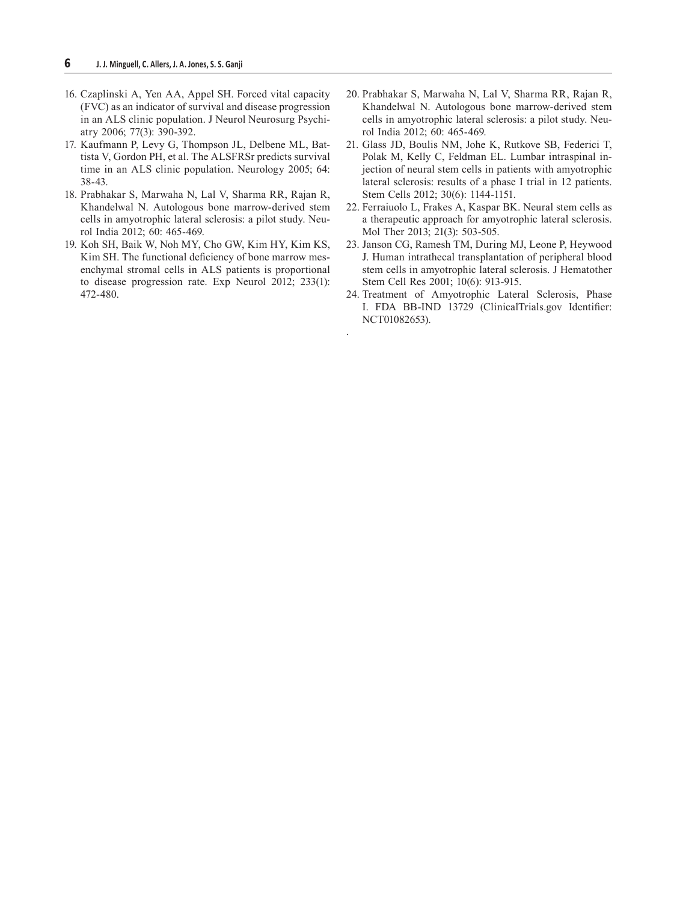16. Czaplinski A, Yen AA, Appel SH. Forced vital capacity (FVC) as an indicator of survival and disease progression in an ALS clinic population. J Neurol Neurosurg Psychiatry 2006; 77(3): 390-392.
17. Kaufmann P, Levy G, Thompson JL, Delbene ML, Battista V, Gordon PH, et al. The ALSFRSr predicts survival time in an ALS clinic population. Neurology 2005; 64: 38-43.
18. Prabhakar S, Marwaha N, Lal V, Sharma RR, Rajan R, Khandelwal N. Autologous bone marrow-derived stem cells in amyotrophic lateral sclerosis: a pilot study. Neurol India 2012; 60: 465-469.
19. Koh SH, Baik W, Noh MY, Cho GW, Kim HY, Kim KS, Kim SH. The functional deficiency of bone marrow mesenchymal stromal cells in ALS patients is proportional to disease progression rate. Exp Neurol 2012; 233(1): 472-480.
20. Prabhakar S, Marwaha N, Lal V, Sharma RR, Rajan R, Khandelwal N. Autologous bone marrow-derived stem cells in amyotrophic lateral sclerosis: a pilot study. Neurol India 2012; 60: 465-469.
21. Glass JD, Boulis NM, Johe K, Rutkove SB, Federici T, Polak M, Kelly C, Feldman EL. Lumbar intraspinal injection of neural stem cells in patients with amyotrophic lateral sclerosis: results of a phase I trial in 12 patients. Stem Cells 2012; 30(6): 1144-1151.
22. Ferraiuolo L, Frakes A, Kaspar BK. Neural stem cells as a therapeutic approach for amyotrophic lateral sclerosis. Mol Ther 2013; 21(3): 503-505.
23. Janson CG, Ramesh TM, During MJ, Leone P, Heywood J. Human intrathecal transplantation of peripheral blood stem cells in amyotrophic lateral sclerosis. J Hematother Stem Cell Res 2001; 10(6): 913-915.
24. Treatment of Amyotrophic Lateral Sclerosis, Phase I. FDA BB-IND 13729 (ClinicalTrials.gov Identifier: NCT01082653).